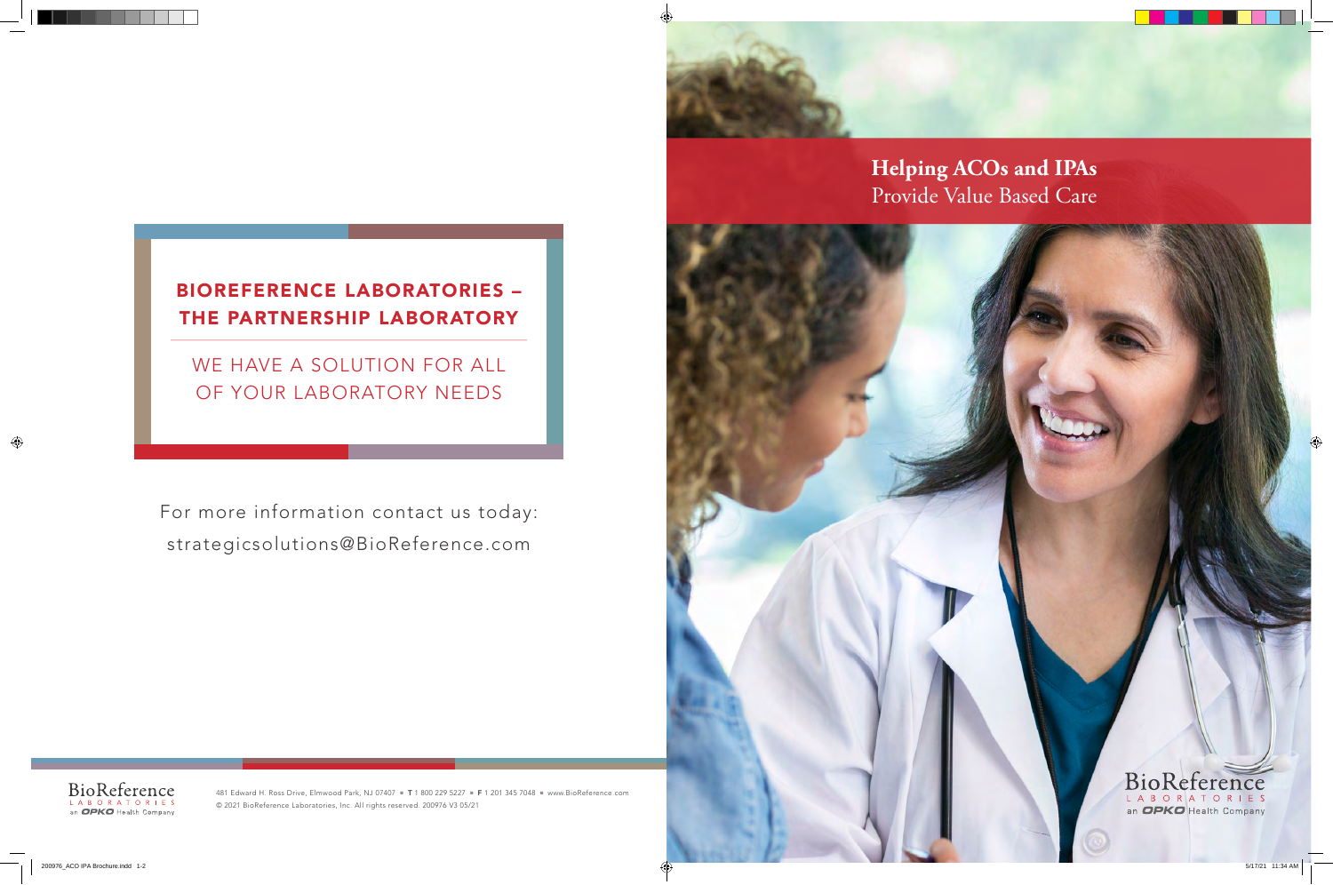# Helping ACOs and IPAs
Provide Value Based Care

BioReference
LABORATORIES
an OPKO Health Company

## BIOREFERENCE LABORATORIES – THE PARTNERSHIP LABORATORY

WE HAVE A SOLUTION FOR ALL OF YOUR LABORATORY NEEDS

For more information contact us today:
strategicsolutions@BioReference.com

BioReference
LABORATORIES
an OPKO Health Company

481 Edward H. Ross Drive, Elmwood Park, NJ 07407 ■ **T** 1 800 229 5227 ■ **F** 1 201 345 7048 ■ www.BioReference.com
© 2021 BioReference Laboratories, Inc. All rights reserved. 200976 V3 05/21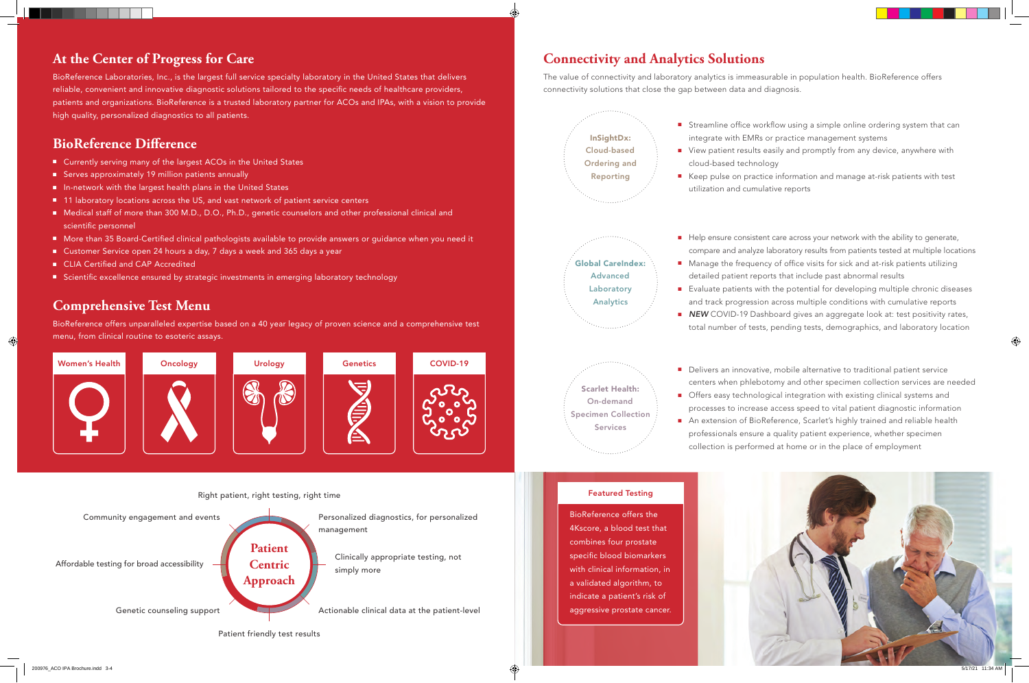## At the Center of Progress for Care

BioReference Laboratories, Inc., is the largest full service specialty laboratory in the United States that delivers reliable, convenient and innovative diagnostic solutions tailored to the specific needs of healthcare providers, patients and organizations. BioReference is a trusted laboratory partner for ACOs and IPAs, with a vision to provide high quality, personalized diagnostics to all patients.

## BioReference Difference

- Currently serving many of the largest ACOs in the United States
- Serves approximately 19 million patients annually
- In-network with the largest health plans in the United States
- 11 laboratory locations across the US, and vast network of patient service centers
- Medical staff of more than 300 M.D., D.O., Ph.D., genetic counselors and other professional clinical and scientific personnel
- More than 35 Board-Certified clinical pathologists available to provide answers or guidance when you need it
- Customer Service open 24 hours a day, 7 days a week and 365 days a year
- CLIA Certified and CAP Accredited
- Scientific excellence ensured by strategic investments in emerging laboratory technology

## Comprehensive Test Menu

BioReference offers unparalleled expertise based on a 40 year legacy of proven science and a comprehensive test menu, from clinical routine to esoteric assays.

Women's Health

Oncology

Urology

Genetics

COVID-19

**Patient Centric Approach**

Right patient, right testing, right time

Personalized diagnostics, for personalized management

Clinically appropriate testing, not simply more

Actionable clinical data at the patient-level

Patient friendly test results

Genetic counseling support

Affordable testing for broad accessibility

Community engagement and events

## Connectivity and Analytics Solutions

The value of connectivity and laboratory analytics is immeasurable in population health. BioReference offers connectivity solutions that close the gap between data and diagnosis.

**InSightDx: Cloud-based Ordering and Reporting**

- Streamline office workflow using a simple online ordering system that can integrate with EMRs or practice management systems
- View patient results easily and promptly from any device, anywhere with cloud-based technology
- Keep pulse on practice information and manage at-risk patients with test utilization and cumulative reports

**Global CareIndex: Advanced Laboratory Analytics**

- Help ensure consistent care across your network with the ability to generate, compare and analyze laboratory results from patients tested at multiple locations
- Manage the frequency of office visits for sick and at-risk patients utilizing detailed patient reports that include past abnormal results
- Evaluate patients with the potential for developing multiple chronic diseases and track progression across multiple conditions with cumulative reports
- ***NEW*** COVID-19 Dashboard gives an aggregate look at: test positivity rates, total number of tests, pending tests, demographics, and laboratory location

**Scarlet Health: On-demand Specimen Collection Services**

- Delivers an innovative, mobile alternative to traditional patient service centers when phlebotomy and other specimen collection services are needed
- Offers easy technological integration with existing clinical systems and processes to increase access speed to vital patient diagnostic information
- An extension of BioReference, Scarlet's highly trained and reliable health professionals ensure a quality patient experience, whether specimen collection is performed at home or in the place of employment

**Featured Testing**

BioReference offers the 4Kscore, a blood test that combines four prostate specific blood biomarkers with clinical information, in a validated algorithm, to indicate a patient's risk of aggressive prostate cancer.